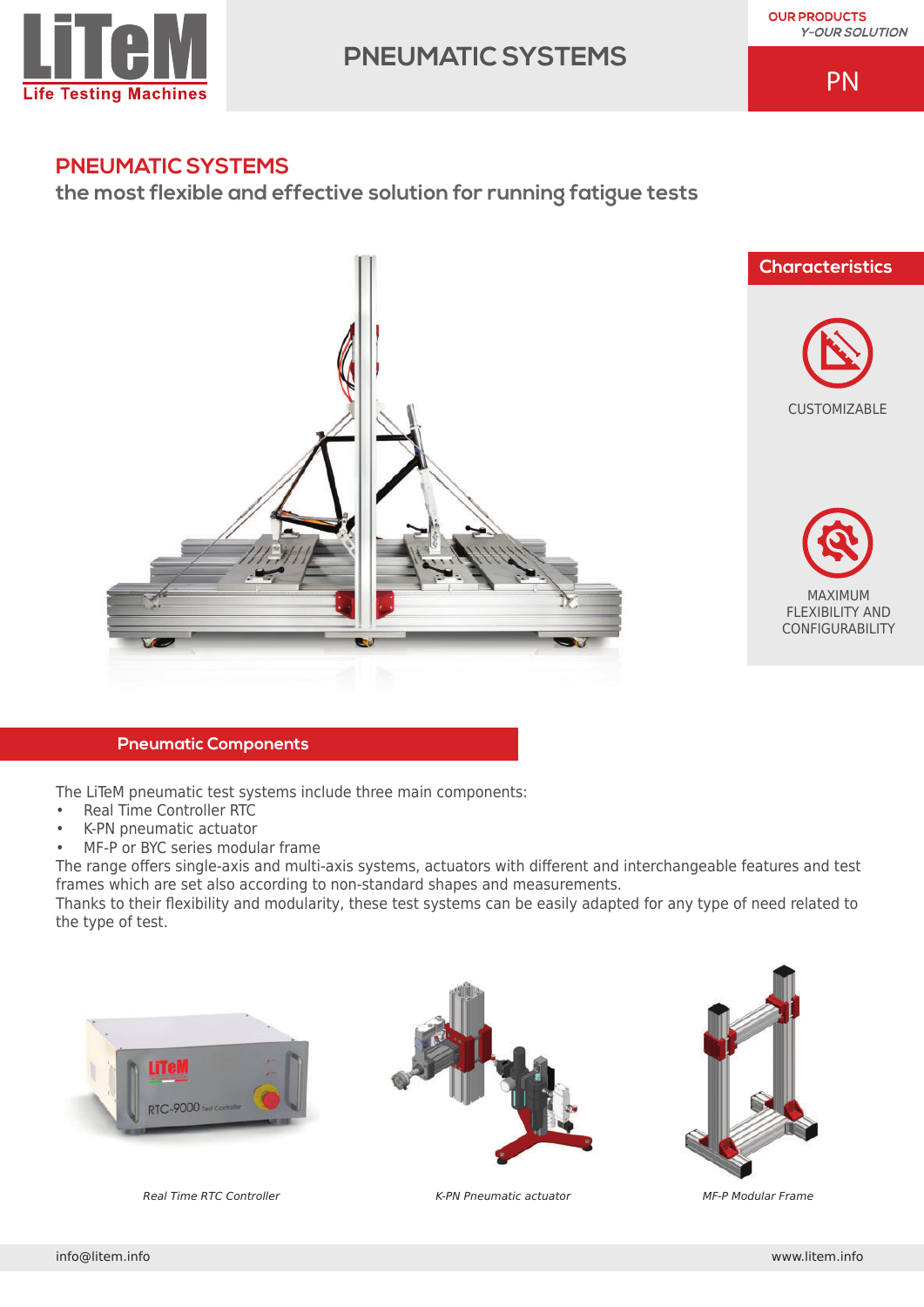# PNEUMATIC SYSTEMS

**the most flexible and effective solution for running fatigue tests**

## Characteristics

CUSTOMIZABLE

MAXIMUM FLEXIBILITY AND CONFIGURABILITY

## Pneumatic Components

The LiTeM pneumatic test systems include three main components:

- Real Time Controller RTC
- K-PN pneumatic actuator
- MF-P or BYC series modular frame

The range offers single-axis and multi-axis systems, actuators with different and interchangeable features and test frames which are set also according to non-standard shapes and measurements.

Thanks to their flexibility and modularity, these test systems can be easily adapted for any type of need related to the type of test.

*Real Time RTC Controller*

*K-PN Pneumatic actuator*

*MF-P Modular Frame*

info@litem.info

www.litem.info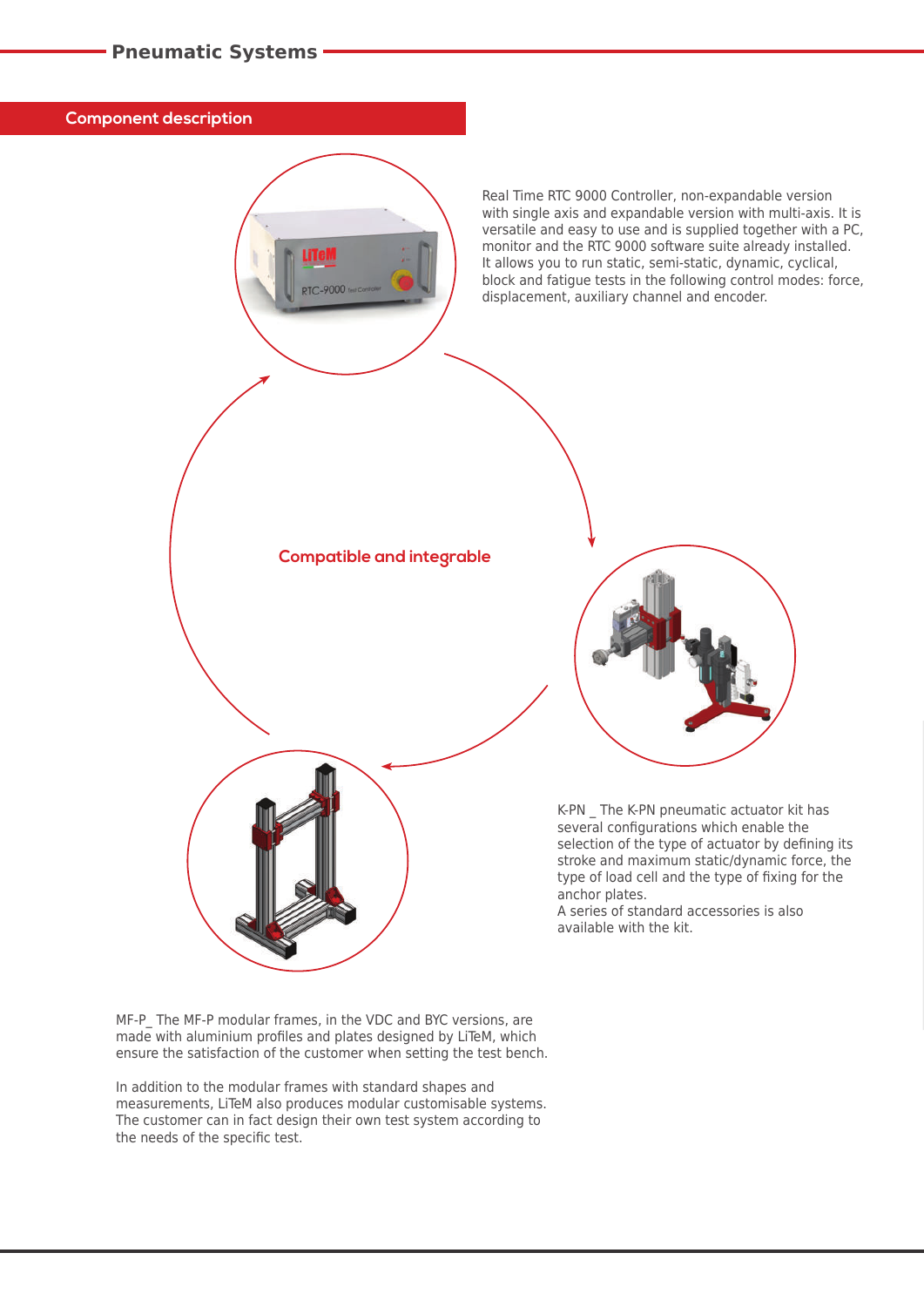## Pneumatic Systems

### Component description

Real Time RTC 9000 Controller, non-expandable version with single axis and expandable version with multi-axis. It is versatile and easy to use and is supplied together with a PC, monitor and the RTC 9000 software suite already installed. It allows you to run static, semi-static, dynamic, cyclical, block and fatigue tests in the following control modes: force, displacement, auxiliary channel and encoder.

**Compatible and integrable**

K-PN _ The K-PN pneumatic actuator kit has several configurations which enable the selection of the type of actuator by defining its stroke and maximum static/dynamic force, the type of load cell and the type of fixing for the anchor plates.
A series of standard accessories is also available with the kit.

MF-P_ The MF-P modular frames, in the VDC and BYC versions, are made with aluminium profiles and plates designed by LiTeM, which ensure the satisfaction of the customer when setting the test bench.

In addition to the modular frames with standard shapes and measurements, LiTeM also produces modular customisable systems. The customer can in fact design their own test system according to the needs of the specific test.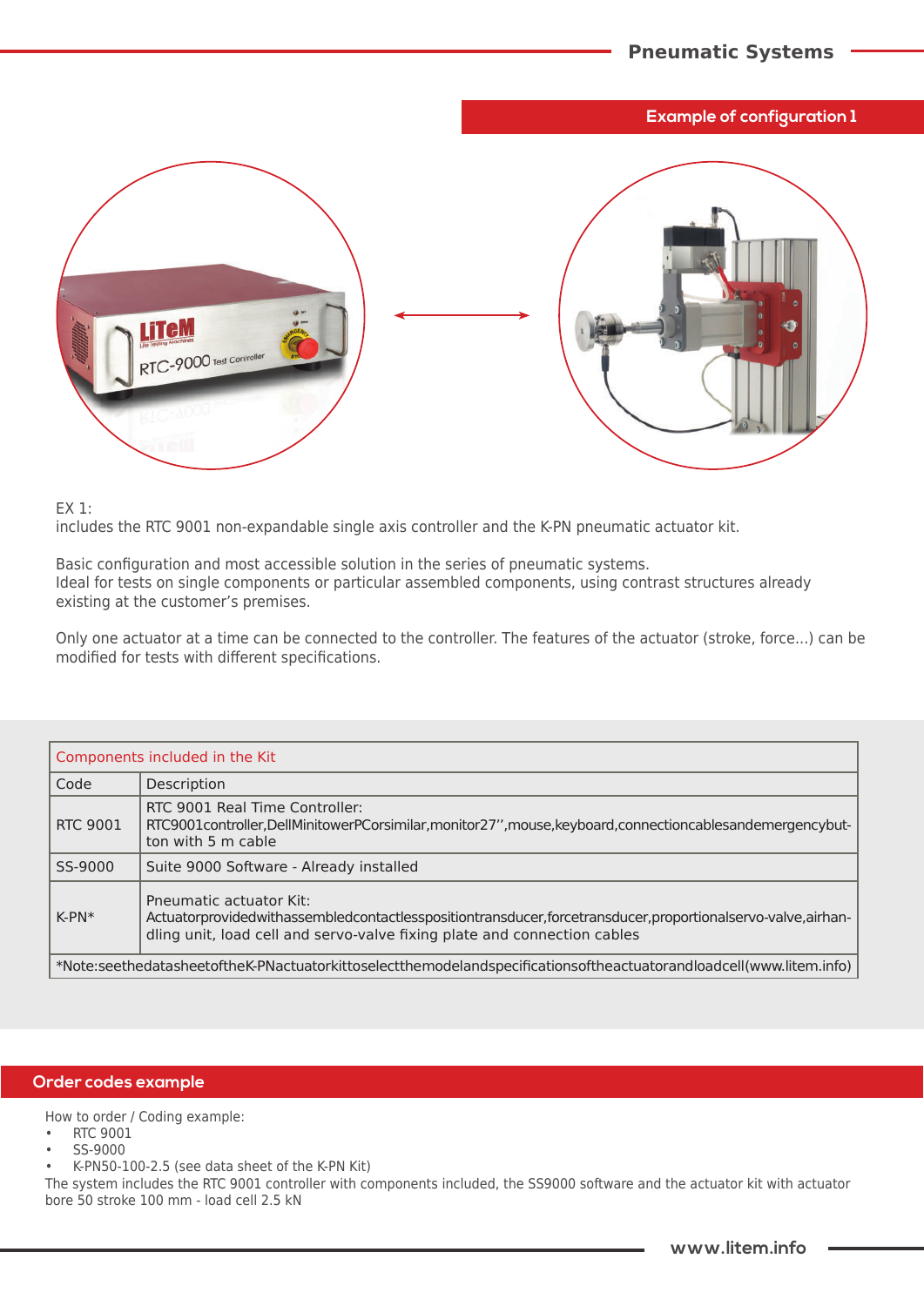## Example of configuration 1

EX 1:
includes the RTC 9001 non-expandable single axis controller and the K-PN pneumatic actuator kit.

Basic configuration and most accessible solution in the series of pneumatic systems.
Ideal for tests on single components or particular assembled components, using contrast structures already existing at the customer's premises.

Only one actuator at a time can be connected to the controller. The features of the actuator (stroke, force...) can be modified for tests with different specifications.

| Components included in the Kit | |
|---|---|
| Code | Description |
| RTC 9001 | RTC 9001 Real Time Controller: RTC9001 controller, Dell Minitower PC or similar, monitor 27'', mouse, keyboard, connection cables and emergency button with 5 m cable |
| SS-9000 | Suite 9000 Software - Already installed |
| K-PN* | Pneumatic actuator Kit: Actuator provided with assembled contactless position transducer, force transducer, proportional servo-valve, air handling unit, load cell and servo-valve fixing plate and connection cables |
| *Note: see the datasheet of the K-PN actuator kit to select the model and specifications of the actuator and load cell (www.litem.info) | |

## Order codes example

How to order / Coding example:

- RTC 9001
- SS-9000
- K-PN50-100-2.5 (see data sheet of the K-PN Kit)

The system includes the RTC 9001 controller with components included, the SS9000 software and the actuator kit with actuator bore 50 stroke 100 mm - load cell 2.5 kN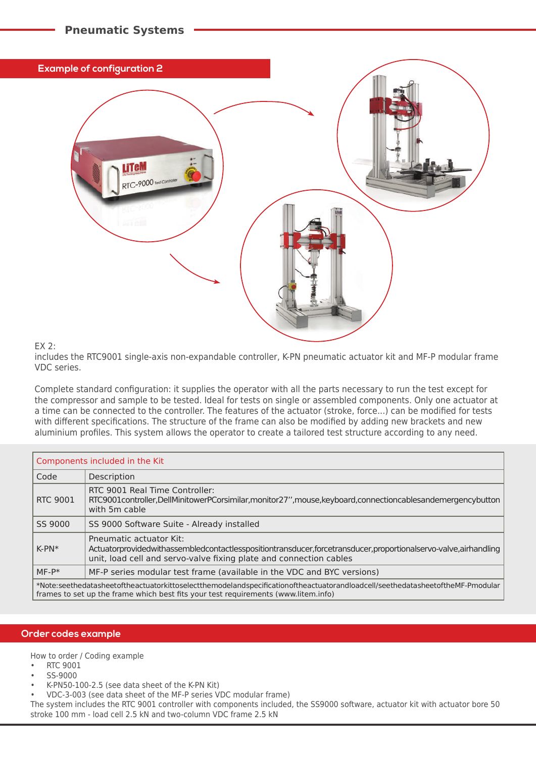## Example of configuration 2

EX 2:
includes the RTC9001 single-axis non-expandable controller, K-PN pneumatic actuator kit and MF-P modular frame VDC series.

Complete standard configuration: it supplies the operator with all the parts necessary to run the test except for the compressor and sample to be tested. Ideal for tests on single or assembled components. Only one actuator at a time can be connected to the controller. The features of the actuator (stroke, force...) can be modified for tests with different specifications. The structure of the frame can also be modified by adding new brackets and new aluminium profiles. This system allows the operator to create a tailored test structure according to any need.

| Components included in the Kit | |
|---|---|
| Code | Description |
| RTC 9001 | RTC 9001 Real Time Controller: RTC9001controller,DellMinitowerPCorsimilar,monitor27'',mouse,keyboard,connectioncablesandemergencybutton with 5m cable |
| SS 9000 | SS 9000 Software Suite - Already installed |
| K-PN* | Pneumatic actuator Kit: Actuatorprovidedwithassembledcontactlesspositiontransducer,forcetransducer,proportionalservo-valve,airhandling unit, load cell and servo-valve fixing plate and connection cables |
| MF-P* | MF-P series modular test frame (available in the VDC and BYC versions) |
| *Note:seethedatasheetoftheactuatorkittoselectthemodelandspecificationoftheactuatorandloadcell/seethedatasheetoftheMF-Pmodular frames to set up the frame which best fits your test requirements (www.litem.info) | |

## Order codes example

How to order / Coding example

- RTC 9001
- SS-9000
- K-PN50-100-2.5 (see data sheet of the K-PN Kit)
- VDC-3-003 (see data sheet of the MF-P series VDC modular frame)

The system includes the RTC 9001 controller with components included, the SS9000 software, actuator kit with actuator bore 50 stroke 100 mm - load cell 2.5 kN and two-column VDC frame 2.5 kN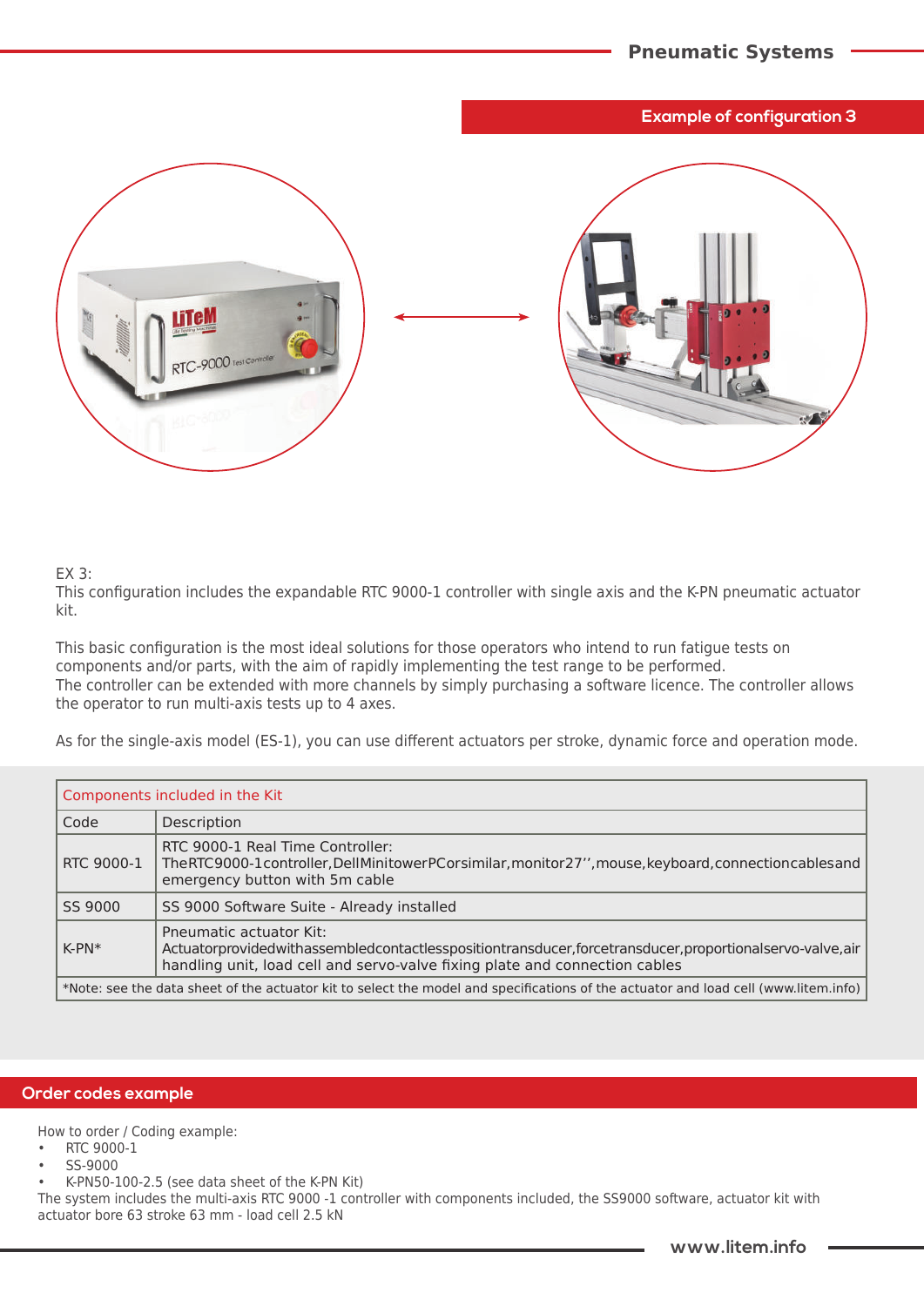## Example of configuration 3

EX 3:
This configuration includes the expandable RTC 9000-1 controller with single axis and the K-PN pneumatic actuator kit.

This basic configuration is the most ideal solutions for those operators who intend to run fatigue tests on components and/or parts, with the aim of rapidly implementing the test range to be performed.
The controller can be extended with more channels by simply purchasing a software licence. The controller allows the operator to run multi-axis tests up to 4 axes.

As for the single-axis model (ES-1), you can use different actuators per stroke, dynamic force and operation mode.

| Components included in the Kit | |
|---|---|
| Code | Description |
| RTC 9000-1 | RTC 9000-1 Real Time Controller: The RTC9000-1 controller, Dell Minitower PC or similar, monitor 27'', mouse, keyboard, connection cables and emergency button with 5m cable |
| SS 9000 | SS 9000 Software Suite - Already installed |
| K-PN* | Pneumatic actuator Kit: Actuator provided with assembled contactless position transducer, force transducer, proportional servo-valve, air handling unit, load cell and servo-valve fixing plate and connection cables |
| *Note: see the data sheet of the actuator kit to select the model and specifications of the actuator and load cell (www.litem.info) | |

## Order codes example

How to order / Coding example:

- RTC 9000-1
- SS-9000
- K-PN50-100-2.5 (see data sheet of the K-PN Kit)

The system includes the multi-axis RTC 9000 -1 controller with components included, the SS9000 software, actuator kit with actuator bore 63 stroke 63 mm - load cell 2.5 kN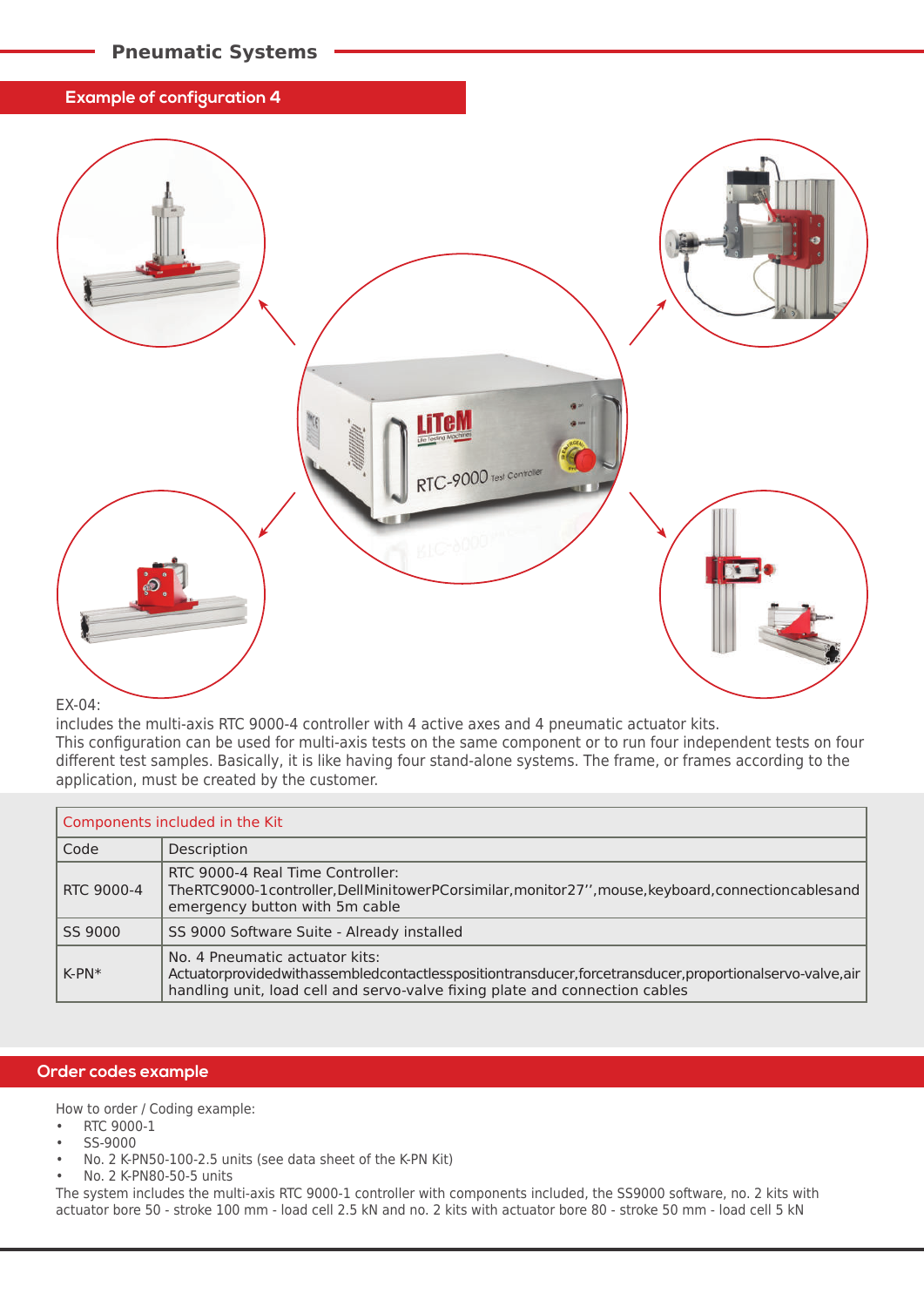## Pneumatic Systems

### Example of configuration 4

EX-04:
includes the multi-axis RTC 9000-4 controller with 4 active axes and 4 pneumatic actuator kits.
This configuration can be used for multi-axis tests on the same component or to run four independent tests on four different test samples. Basically, it is like having four stand-alone systems. The frame, or frames according to the application, must be created by the customer.

| Components included in the Kit | |
|---|---|
| Code | Description |
| RTC 9000-4 | RTC 9000-4 Real Time Controller: The RTC 9000-1 controller, Dell Minitower PC or similar, monitor 27'', mouse, keyboard, connection cables and emergency button with 5m cable |
| SS 9000 | SS 9000 Software Suite - Already installed |
| K-PN* | No. 4 Pneumatic actuator kits: Actuator provided with assembled contactless position transducer, force transducer, proportional servo-valve, air handling unit, load cell and servo-valve fixing plate and connection cables |

### Order codes example

How to order / Coding example:

- RTC 9000-1
- SS-9000
- No. 2 K-PN50-100-2.5 units (see data sheet of the K-PN Kit)
- No. 2 K-PN80-50-5 units

The system includes the multi-axis RTC 9000-1 controller with components included, the SS9000 software, no. 2 kits with actuator bore 50 - stroke 100 mm - load cell 2.5 kN and no. 2 kits with actuator bore 80 - stroke 50 mm - load cell 5 kN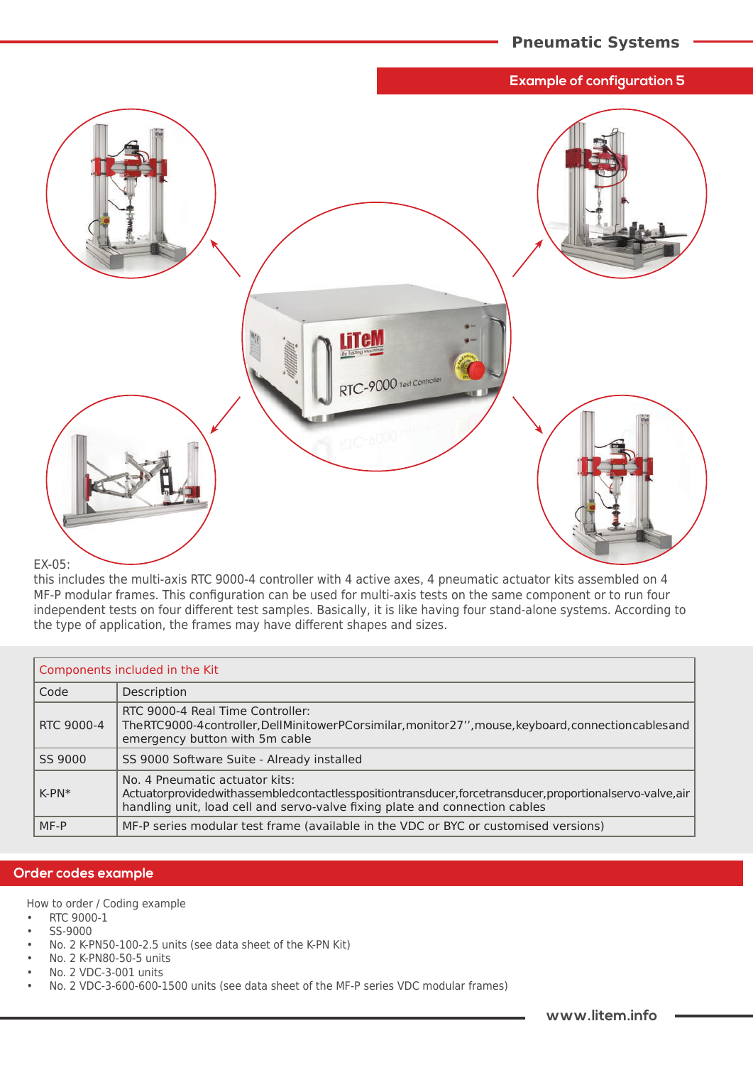## Example of configuration 5

EX-05:
this includes the multi-axis RTC 9000-4 controller with 4 active axes, 4 pneumatic actuator kits assembled on 4 MF-P modular frames. This configuration can be used for multi-axis tests on the same component or to run four independent tests on four different test samples. Basically, it is like having four stand-alone systems. According to the type of application, the frames may have different shapes and sizes.

| Components included in the Kit | |
|---|---|
| Code | Description |
| RTC 9000-4 | RTC 9000-4 Real Time Controller: The RTC9000-4 controller, Dell Minitower PC or similar, monitor 27'', mouse, keyboard, connection cables and emergency button with 5m cable |
| SS 9000 | SS 9000 Software Suite - Already installed |
| K-PN* | No. 4 Pneumatic actuator kits: Actuator provided with assembled contactless position transducer, force transducer, proportional servo-valve, air handling unit, load cell and servo-valve fixing plate and connection cables |
| MF-P | MF-P series modular test frame (available in the VDC or BYC or customised versions) |

## Order codes example

How to order / Coding example

- RTC 9000-1
- SS-9000
- No. 2 K-PN50-100-2.5 units (see data sheet of the K-PN Kit)
- No. 2 K-PN80-50-5 units
- No. 2 VDC-3-001 units
- No. 2 VDC-3-600-600-1500 units (see data sheet of the MF-P series VDC modular frames)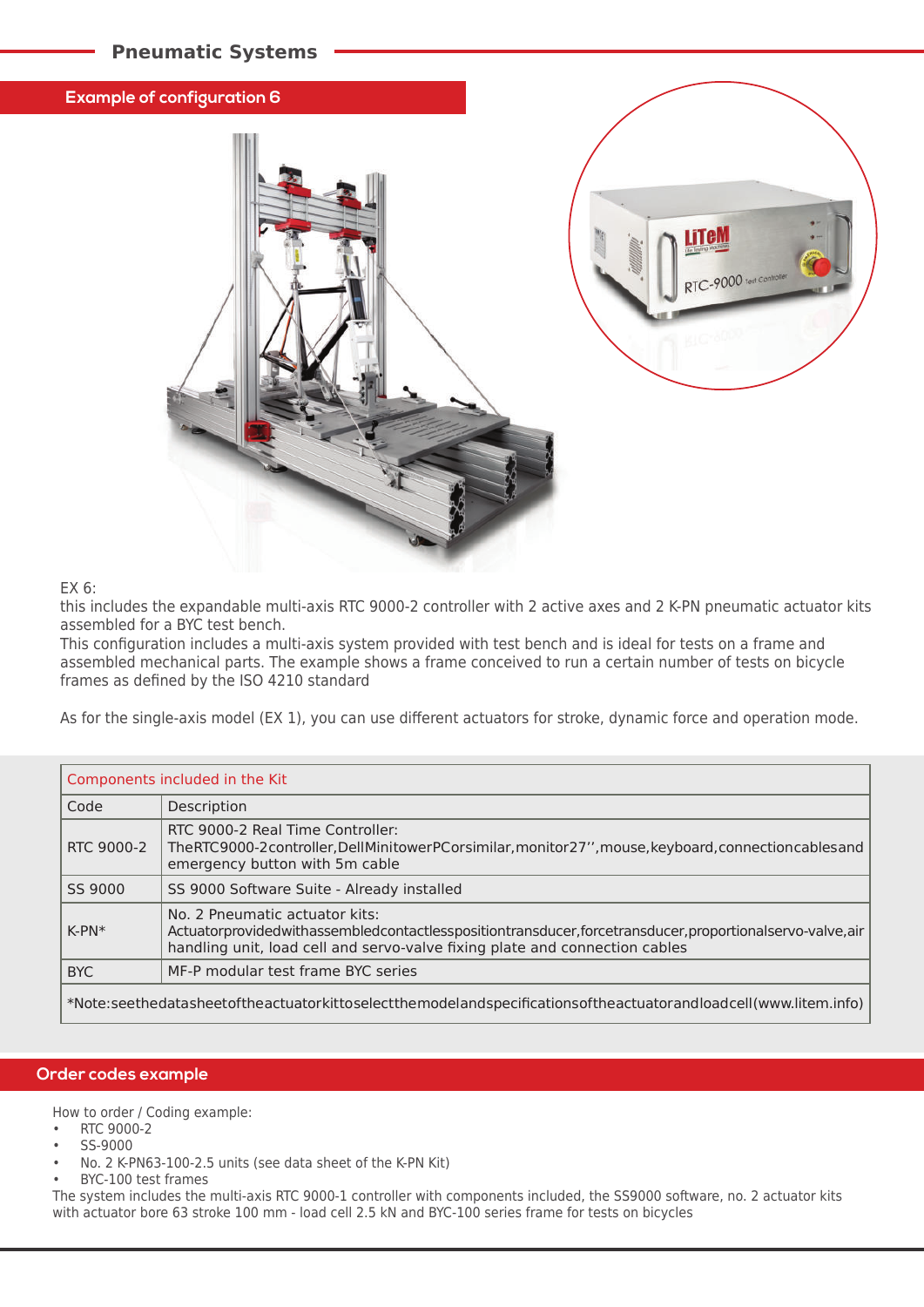## Pneumatic Systems

### Example of configuration 6

EX 6:
this includes the expandable multi-axis RTC 9000-2 controller with 2 active axes and 2 K-PN pneumatic actuator kits assembled for a BYC test bench.
This configuration includes a multi-axis system provided with test bench and is ideal for tests on a frame and assembled mechanical parts. The example shows a frame conceived to run a certain number of tests on bicycle frames as defined by the ISO 4210 standard

As for the single-axis model (EX 1), you can use different actuators for stroke, dynamic force and operation mode.

| Components included in the Kit | |
|---|---|
| Code | Description |
| RTC 9000-2 | RTC 9000-2 Real Time Controller:<br>TheRTC9000-2controller,DellMinitowerPCorsimilar,monitor27'',mouse,keyboard,connectioncablesand emergency button with 5m cable |
| SS 9000 | SS 9000 Software Suite - Already installed |
| K-PN* | No. 2 Pneumatic actuator kits:<br>Actuatorprovidedwithassembledcontactlesspositiontransducer,forcetransducer,proportionalservo-valve,air handling unit, load cell and servo-valve fixing plate and connection cables |
| BYC | MF-P modular test frame BYC series |
| *Note:seethedatasheetoftheactuatorkittoselectthemodelandspecificationsoftheactuatorandloadcell(www.litem.info) | |

### Order codes example

How to order / Coding example:

- RTC 9000-2
- SS-9000
- No. 2 K-PN63-100-2.5 units (see data sheet of the K-PN Kit)
- BYC-100 test frames

The system includes the multi-axis RTC 9000-1 controller with components included, the SS9000 software, no. 2 actuator kits with actuator bore 63 stroke 100 mm - load cell 2.5 kN and BYC-100 series frame for tests on bicycles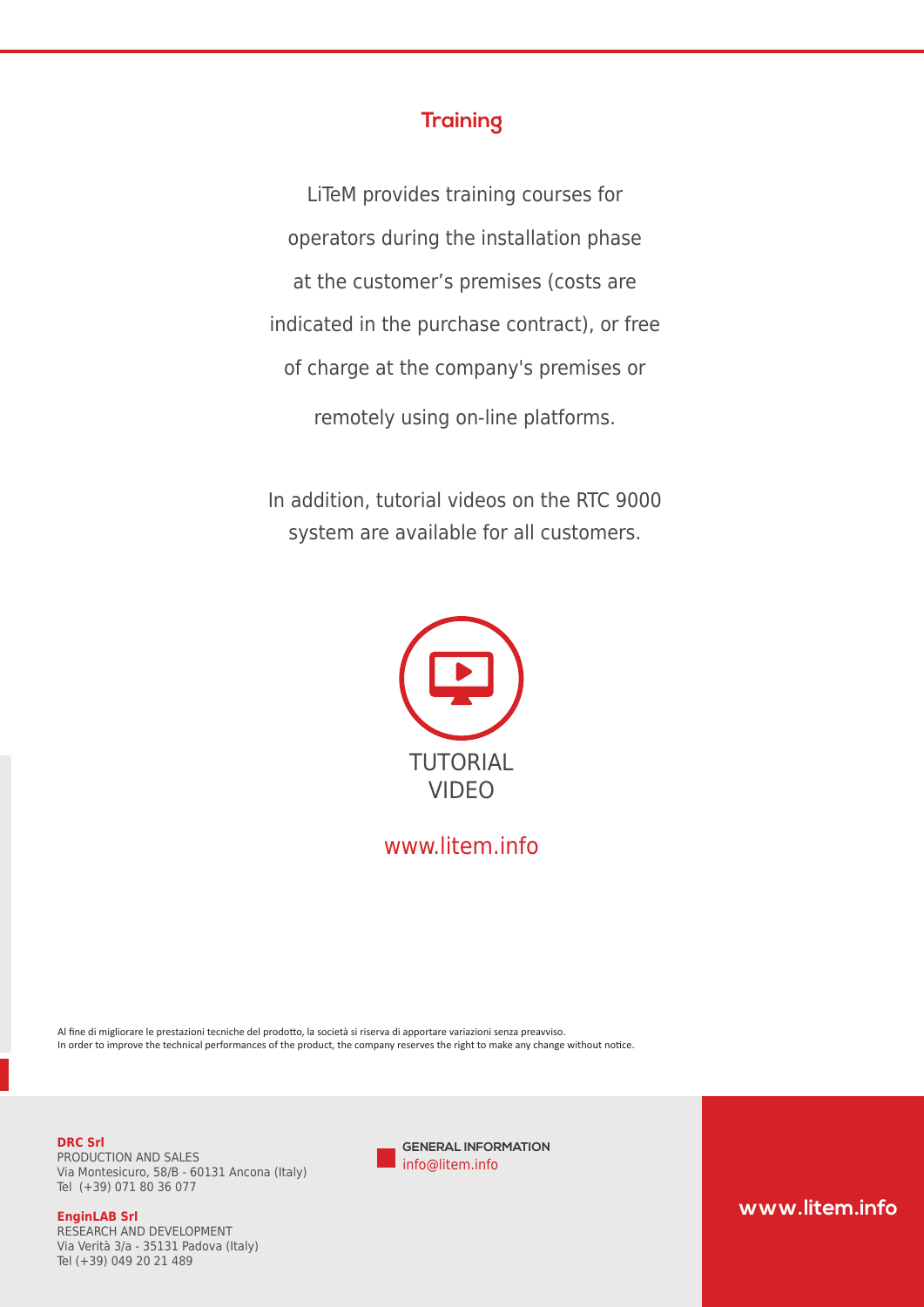## Training

LiTeM provides training courses for operators during the installation phase at the customer's premises (costs are indicated in the purchase contract), or free of charge at the company's premises or remotely using on-line platforms.

In addition, tutorial videos on the RTC 9000 system are available for all customers.

TUTORIAL VIDEO

www.litem.info

Al fine di migliorare le prestazioni tecniche del prodotto, la società si riserva di apportare variazioni senza preavviso.
In order to improve the technical performances of the product, the company reserves the right to make any change without notice.

**DRC Srl**
PRODUCTION AND SALES
Via Montesicuro, 58/B - 60131 Ancona (Italy)
Tel (+39) 071 80 36 077

**EnginLAB Srl**
RESEARCH AND DEVELOPMENT
Via Verità 3/a - 35131 Padova (Italy)
Tel (+39) 049 20 21 489

**GENERAL INFORMATION**
info@litem.info

**www.litem.info**